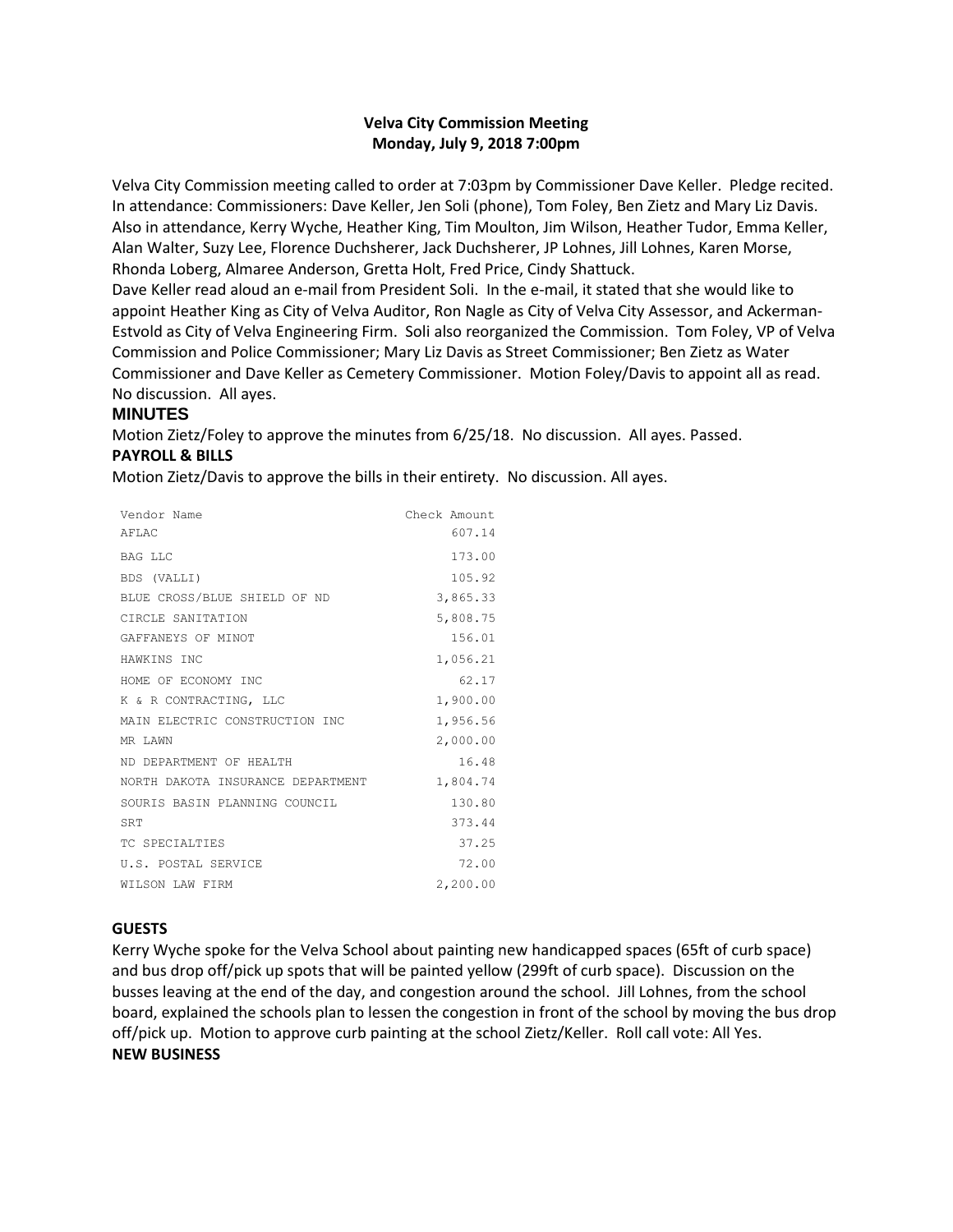# Velva City Commission Meeting
## Monday, July 9, 2018 7:00pm

Velva City Commission meeting called to order at 7:03pm by Commissioner Dave Keller. Pledge recited. In attendance: Commissioners: Dave Keller, Jen Soli (phone), Tom Foley, Ben Zietz and Mary Liz Davis. Also in attendance, Kerry Wyche, Heather King, Tim Moulton, Jim Wilson, Heather Tudor, Emma Keller, Alan Walter, Suzy Lee, Florence Duchsherer, Jack Duchsherer, JP Lohnes, Jill Lohnes, Karen Morse, Rhonda Loberg, Almaree Anderson, Gretta Holt, Fred Price, Cindy Shattuck.

Dave Keller read aloud an e-mail from President Soli. In the e-mail, it stated that she would like to appoint Heather King as City of Velva Auditor, Ron Nagle as City of Velva City Assessor, and Ackerman-Estvold as City of Velva Engineering Firm. Soli also reorganized the Commission. Tom Foley, VP of Velva Commission and Police Commissioner; Mary Liz Davis as Street Commissioner; Ben Zietz as Water Commissioner and Dave Keller as Cemetery Commissioner. Motion Foley/Davis to appoint all as read. No discussion. All ayes.

### MINUTES

Motion Zietz/Foley to approve the minutes from 6/25/18. No discussion. All ayes. Passed.

### PAYROLL & BILLS

Motion Zietz/Davis to approve the bills in their entirety. No discussion. All ayes.

| Vendor Name | Check Amount |
|---|---|
| AFLAC | 607.14 |
| BAG LLC | 173.00 |
| BDS (VALLI) | 105.92 |
| BLUE CROSS/BLUE SHIELD OF ND | 3,865.33 |
| CIRCLE SANITATION | 5,808.75 |
| GAFFANEYS OF MINOT | 156.01 |
| HAWKINS INC | 1,056.21 |
| HOME OF ECONOMY INC | 62.17 |
| K & R CONTRACTING, LLC | 1,900.00 |
| MAIN ELECTRIC CONSTRUCTION INC | 1,956.56 |
| MR LAWN | 2,000.00 |
| ND DEPARTMENT OF HEALTH | 16.48 |
| NORTH DAKOTA INSURANCE DEPARTMENT | 1,804.74 |
| SOURIS BASIN PLANNING COUNCIL | 130.80 |
| SRT | 373.44 |
| TC SPECIALTIES | 37.25 |
| U.S. POSTAL SERVICE | 72.00 |
| WILSON LAW FIRM | 2,200.00 |

### GUESTS

Kerry Wyche spoke for the Velva School about painting new handicapped spaces (65ft of curb space) and bus drop off/pick up spots that will be painted yellow (299ft of curb space). Discussion on the busses leaving at the end of the day, and congestion around the school. Jill Lohnes, from the school board, explained the schools plan to lessen the congestion in front of the school by moving the bus drop off/pick up. Motion to approve curb painting at the school Zietz/Keller. Roll call vote: All Yes.

### NEW BUSINESS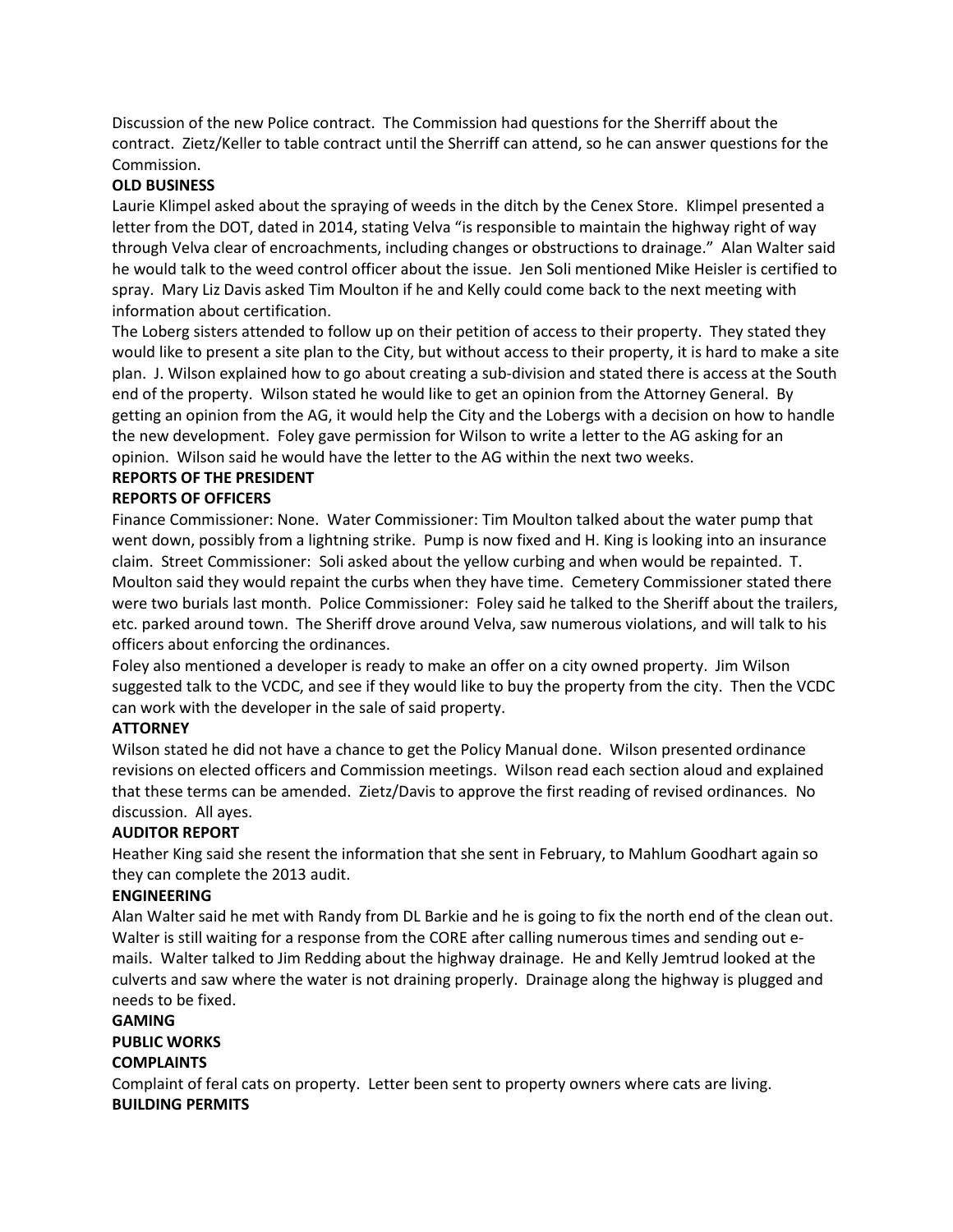Discussion of the new Police contract. The Commission had questions for the Sherriff about the contract. Zietz/Keller to table contract until the Sherriff can attend, so he can answer questions for the Commission.

**OLD BUSINESS**

Laurie Klimpel asked about the spraying of weeds in the ditch by the Cenex Store. Klimpel presented a letter from the DOT, dated in 2014, stating Velva "is responsible to maintain the highway right of way through Velva clear of encroachments, including changes or obstructions to drainage." Alan Walter said he would talk to the weed control officer about the issue. Jen Soli mentioned Mike Heisler is certified to spray. Mary Liz Davis asked Tim Moulton if he and Kelly could come back to the next meeting with information about certification.

The Loberg sisters attended to follow up on their petition of access to their property. They stated they would like to present a site plan to the City, but without access to their property, it is hard to make a site plan. J. Wilson explained how to go about creating a sub-division and stated there is access at the South end of the property. Wilson stated he would like to get an opinion from the Attorney General. By getting an opinion from the AG, it would help the City and the Lobergs with a decision on how to handle the new development. Foley gave permission for Wilson to write a letter to the AG asking for an opinion. Wilson said he would have the letter to the AG within the next two weeks.

**REPORTS OF THE PRESIDENT**

**REPORTS OF OFFICERS**

Finance Commissioner: None. Water Commissioner: Tim Moulton talked about the water pump that went down, possibly from a lightning strike. Pump is now fixed and H. King is looking into an insurance claim. Street Commissioner: Soli asked about the yellow curbing and when would be repainted. T. Moulton said they would repaint the curbs when they have time. Cemetery Commissioner stated there were two burials last month. Police Commissioner: Foley said he talked to the Sheriff about the trailers, etc. parked around town. The Sheriff drove around Velva, saw numerous violations, and will talk to his officers about enforcing the ordinances.

Foley also mentioned a developer is ready to make an offer on a city owned property. Jim Wilson suggested talk to the VCDC, and see if they would like to buy the property from the city. Then the VCDC can work with the developer in the sale of said property.

**ATTORNEY**

Wilson stated he did not have a chance to get the Policy Manual done. Wilson presented ordinance revisions on elected officers and Commission meetings. Wilson read each section aloud and explained that these terms can be amended. Zietz/Davis to approve the first reading of revised ordinances. No discussion. All ayes.

**AUDITOR REPORT**

Heather King said she resent the information that she sent in February, to Mahlum Goodhart again so they can complete the 2013 audit.

**ENGINEERING**

Alan Walter said he met with Randy from DL Barkie and he is going to fix the north end of the clean out. Walter is still waiting for a response from the CORE after calling numerous times and sending out e-mails. Walter talked to Jim Redding about the highway drainage. He and Kelly Jemtrud looked at the culverts and saw where the water is not draining properly. Drainage along the highway is plugged and needs to be fixed.

**GAMING**

**PUBLIC WORKS**

**COMPLAINTS**

Complaint of feral cats on property. Letter been sent to property owners where cats are living.

**BUILDING PERMITS**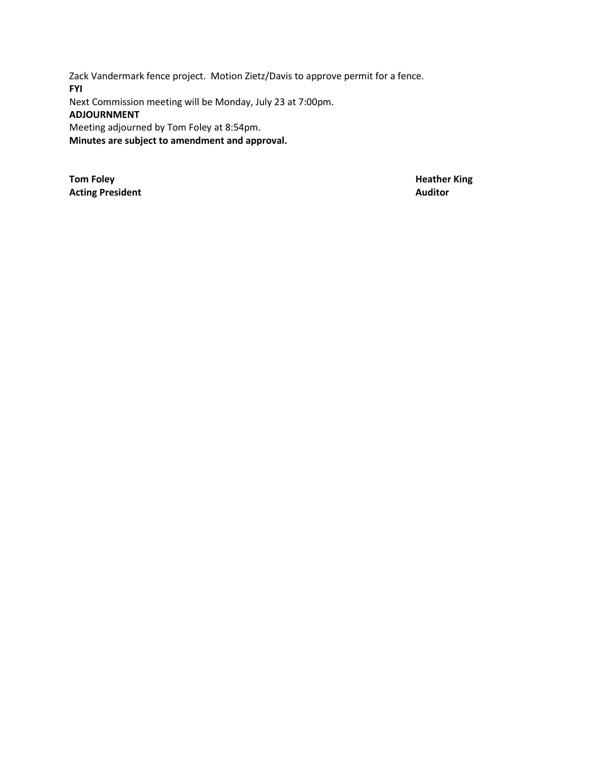Zack Vandermark fence project. Motion Zietz/Davis to approve permit for a fence.

**FYI**

Next Commission meeting will be Monday, July 23 at 7:00pm.

**ADJOURNMENT**

Meeting adjourned by Tom Foley at 8:54pm.

**Minutes are subject to amendment and approval.**

**Tom Foley**
**Acting President**

**Heather King**
**Auditor**